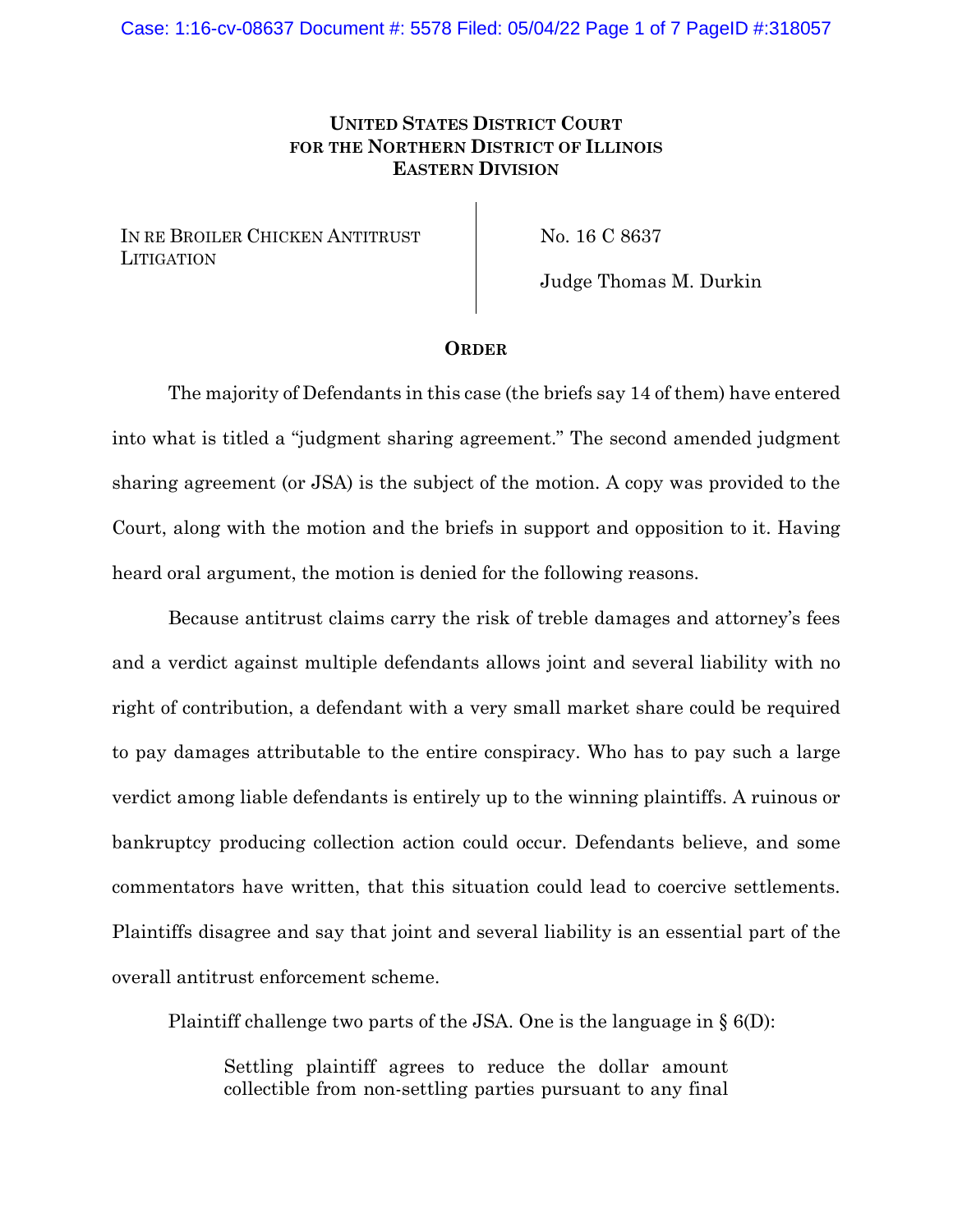**UNITED STATES DISTRICT COURT**
**FOR THE NORTHERN DISTRICT OF ILLINOIS**
**EASTERN DIVISION**

IN RE BROILER CHICKEN ANTITRUST LITIGATION

No. 16 C 8637

Judge Thomas M. Durkin

**ORDER**

The majority of Defendants in this case (the briefs say 14 of them) have entered into what is titled a "judgment sharing agreement." The second amended judgment sharing agreement (or JSA) is the subject of the motion. A copy was provided to the Court, along with the motion and the briefs in support and opposition to it. Having heard oral argument, the motion is denied for the following reasons.

Because antitrust claims carry the risk of treble damages and attorney's fees and a verdict against multiple defendants allows joint and several liability with no right of contribution, a defendant with a very small market share could be required to pay damages attributable to the entire conspiracy. Who has to pay such a large verdict among liable defendants is entirely up to the winning plaintiffs. A ruinous or bankruptcy producing collection action could occur. Defendants believe, and some commentators have written, that this situation could lead to coercive settlements. Plaintiffs disagree and say that joint and several liability is an essential part of the overall antitrust enforcement scheme.

Plaintiff challenge two parts of the JSA. One is the language in § 6(D):

> Settling plaintiff agrees to reduce the dollar amount collectible from non-settling parties pursuant to any final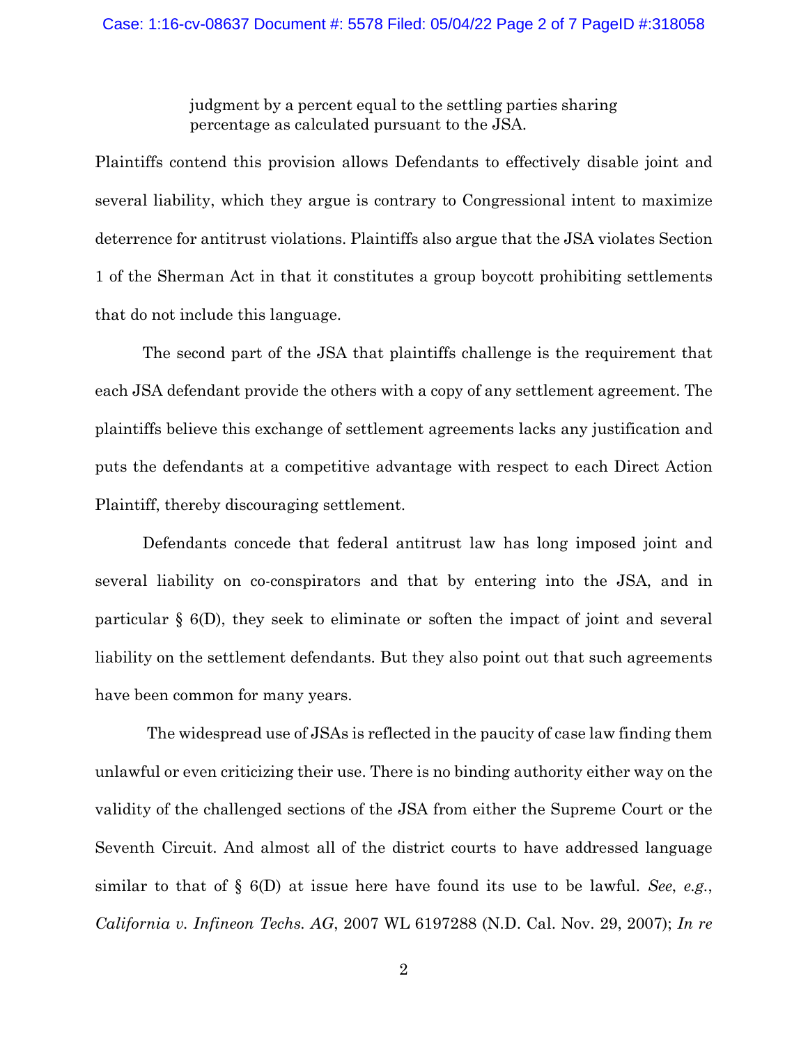> judgment by a percent equal to the settling parties sharing percentage as calculated pursuant to the JSA.

Plaintiffs contend this provision allows Defendants to effectively disable joint and several liability, which they argue is contrary to Congressional intent to maximize deterrence for antitrust violations. Plaintiffs also argue that the JSA violates Section 1 of the Sherman Act in that it constitutes a group boycott prohibiting settlements that do not include this language.

The second part of the JSA that plaintiffs challenge is the requirement that each JSA defendant provide the others with a copy of any settlement agreement. The plaintiffs believe this exchange of settlement agreements lacks any justification and puts the defendants at a competitive advantage with respect to each Direct Action Plaintiff, thereby discouraging settlement.

Defendants concede that federal antitrust law has long imposed joint and several liability on co-conspirators and that by entering into the JSA, and in particular § 6(D), they seek to eliminate or soften the impact of joint and several liability on the settlement defendants. But they also point out that such agreements have been common for many years.

The widespread use of JSAs is reflected in the paucity of case law finding them unlawful or even criticizing their use. There is no binding authority either way on the validity of the challenged sections of the JSA from either the Supreme Court or the Seventh Circuit. And almost all of the district courts to have addressed language similar to that of § 6(D) at issue here have found its use to be lawful. *See*, *e.g.*, *California v. Infineon Techs. AG*, 2007 WL 6197288 (N.D. Cal. Nov. 29, 2007); *In re*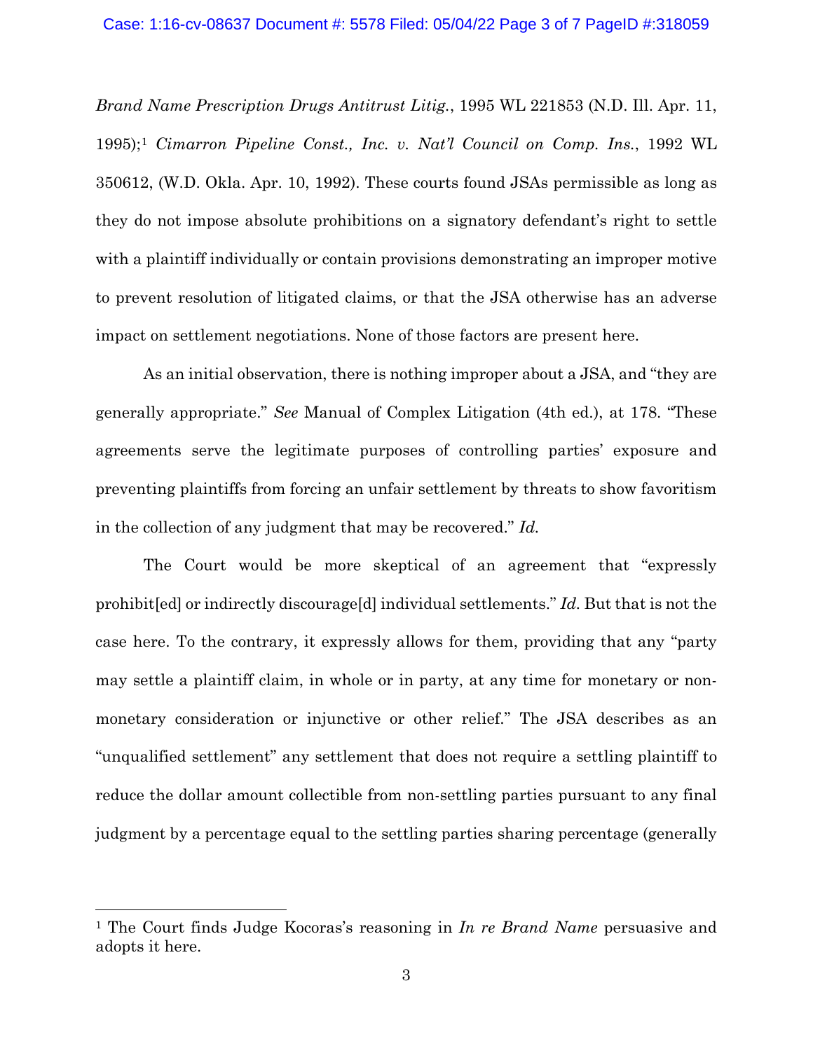*Brand Name Prescription Drugs Antitrust Litig.*, 1995 WL 221853 (N.D. Ill. Apr. 11, 1995);[1] *Cimarron Pipeline Const., Inc. v. Nat'l Council on Comp. Ins.*, 1992 WL 350612, (W.D. Okla. Apr. 10, 1992). These courts found JSAs permissible as long as they do not impose absolute prohibitions on a signatory defendant's right to settle with a plaintiff individually or contain provisions demonstrating an improper motive to prevent resolution of litigated claims, or that the JSA otherwise has an adverse impact on settlement negotiations. None of those factors are present here.

As an initial observation, there is nothing improper about a JSA, and "they are generally appropriate." *See* Manual of Complex Litigation (4th ed.), at 178. "These agreements serve the legitimate purposes of controlling parties' exposure and preventing plaintiffs from forcing an unfair settlement by threats to show favoritism in the collection of any judgment that may be recovered." *Id.*

The Court would be more skeptical of an agreement that "expressly prohibit[ed] or indirectly discourage[d] individual settlements." *Id.* But that is not the case here. To the contrary, it expressly allows for them, providing that any "party may settle a plaintiff claim, in whole or in party, at any time for monetary or non-monetary consideration or injunctive or other relief." The JSA describes as an "unqualified settlement" any settlement that does not require a settling plaintiff to reduce the dollar amount collectible from non-settling parties pursuant to any final judgment by a percentage equal to the settling parties sharing percentage (generally

---

[1] The Court finds Judge Kocoras's reasoning in *In re Brand Name* persuasive and adopts it here.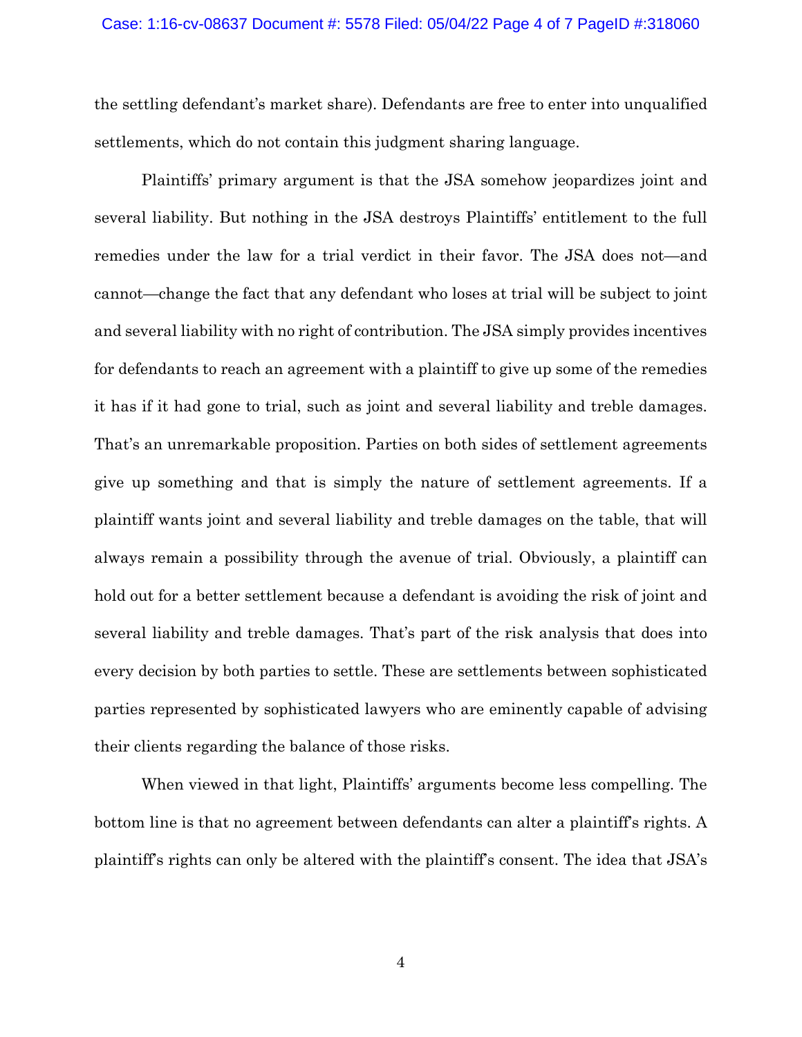the settling defendant's market share). Defendants are free to enter into unqualified settlements, which do not contain this judgment sharing language.

Plaintiffs' primary argument is that the JSA somehow jeopardizes joint and several liability. But nothing in the JSA destroys Plaintiffs' entitlement to the full remedies under the law for a trial verdict in their favor. The JSA does not—and cannot—change the fact that any defendant who loses at trial will be subject to joint and several liability with no right of contribution. The JSA simply provides incentives for defendants to reach an agreement with a plaintiff to give up some of the remedies it has if it had gone to trial, such as joint and several liability and treble damages. That's an unremarkable proposition. Parties on both sides of settlement agreements give up something and that is simply the nature of settlement agreements. If a plaintiff wants joint and several liability and treble damages on the table, that will always remain a possibility through the avenue of trial. Obviously, a plaintiff can hold out for a better settlement because a defendant is avoiding the risk of joint and several liability and treble damages. That's part of the risk analysis that does into every decision by both parties to settle. These are settlements between sophisticated parties represented by sophisticated lawyers who are eminently capable of advising their clients regarding the balance of those risks.

When viewed in that light, Plaintiffs' arguments become less compelling. The bottom line is that no agreement between defendants can alter a plaintiff's rights. A plaintiff's rights can only be altered with the plaintiff's consent. The idea that JSA's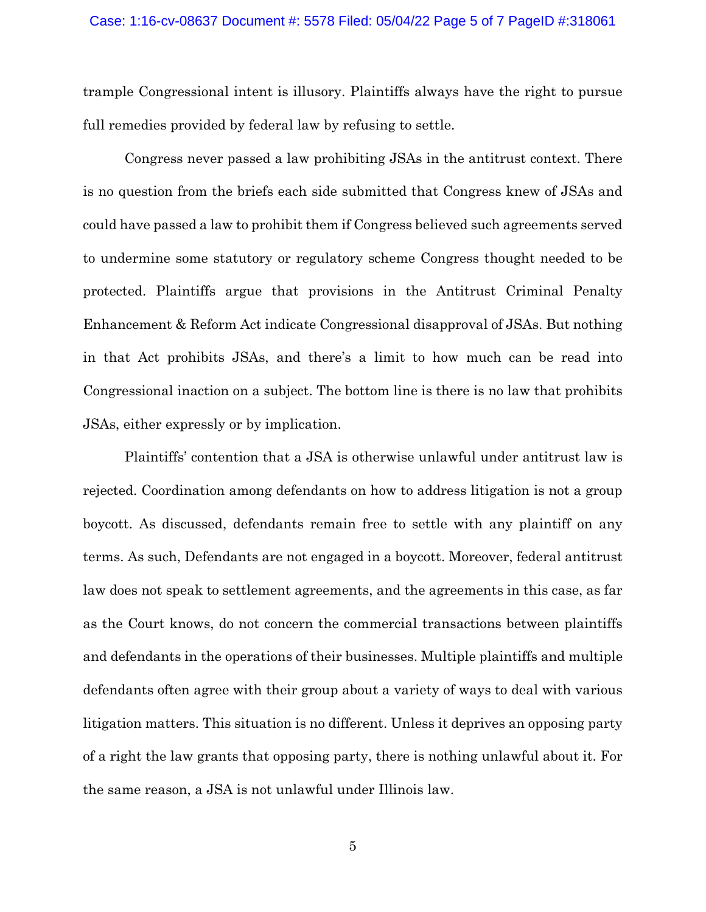trample Congressional intent is illusory. Plaintiffs always have the right to pursue full remedies provided by federal law by refusing to settle.

Congress never passed a law prohibiting JSAs in the antitrust context. There is no question from the briefs each side submitted that Congress knew of JSAs and could have passed a law to prohibit them if Congress believed such agreements served to undermine some statutory or regulatory scheme Congress thought needed to be protected. Plaintiffs argue that provisions in the Antitrust Criminal Penalty Enhancement & Reform Act indicate Congressional disapproval of JSAs. But nothing in that Act prohibits JSAs, and there's a limit to how much can be read into Congressional inaction on a subject. The bottom line is there is no law that prohibits JSAs, either expressly or by implication.

Plaintiffs' contention that a JSA is otherwise unlawful under antitrust law is rejected. Coordination among defendants on how to address litigation is not a group boycott. As discussed, defendants remain free to settle with any plaintiff on any terms. As such, Defendants are not engaged in a boycott. Moreover, federal antitrust law does not speak to settlement agreements, and the agreements in this case, as far as the Court knows, do not concern the commercial transactions between plaintiffs and defendants in the operations of their businesses. Multiple plaintiffs and multiple defendants often agree with their group about a variety of ways to deal with various litigation matters. This situation is no different. Unless it deprives an opposing party of a right the law grants that opposing party, there is nothing unlawful about it. For the same reason, a JSA is not unlawful under Illinois law.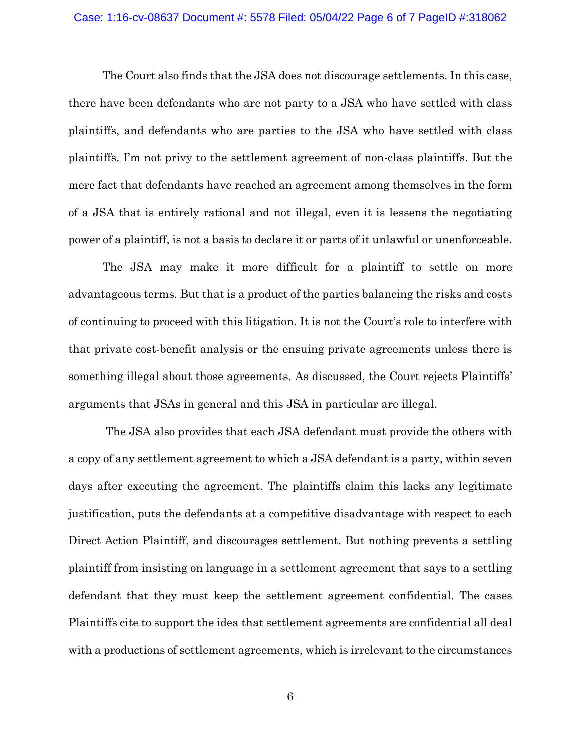The Court also finds that the JSA does not discourage settlements. In this case, there have been defendants who are not party to a JSA who have settled with class plaintiffs, and defendants who are parties to the JSA who have settled with class plaintiffs. I'm not privy to the settlement agreement of non-class plaintiffs. But the mere fact that defendants have reached an agreement among themselves in the form of a JSA that is entirely rational and not illegal, even it is lessens the negotiating power of a plaintiff, is not a basis to declare it or parts of it unlawful or unenforceable.

The JSA may make it more difficult for a plaintiff to settle on more advantageous terms. But that is a product of the parties balancing the risks and costs of continuing to proceed with this litigation. It is not the Court's role to interfere with that private cost-benefit analysis or the ensuing private agreements unless there is something illegal about those agreements. As discussed, the Court rejects Plaintiffs' arguments that JSAs in general and this JSA in particular are illegal.

The JSA also provides that each JSA defendant must provide the others with a copy of any settlement agreement to which a JSA defendant is a party, within seven days after executing the agreement. The plaintiffs claim this lacks any legitimate justification, puts the defendants at a competitive disadvantage with respect to each Direct Action Plaintiff, and discourages settlement. But nothing prevents a settling plaintiff from insisting on language in a settlement agreement that says to a settling defendant that they must keep the settlement agreement confidential. The cases Plaintiffs cite to support the idea that settlement agreements are confidential all deal with a productions of settlement agreements, which is irrelevant to the circumstances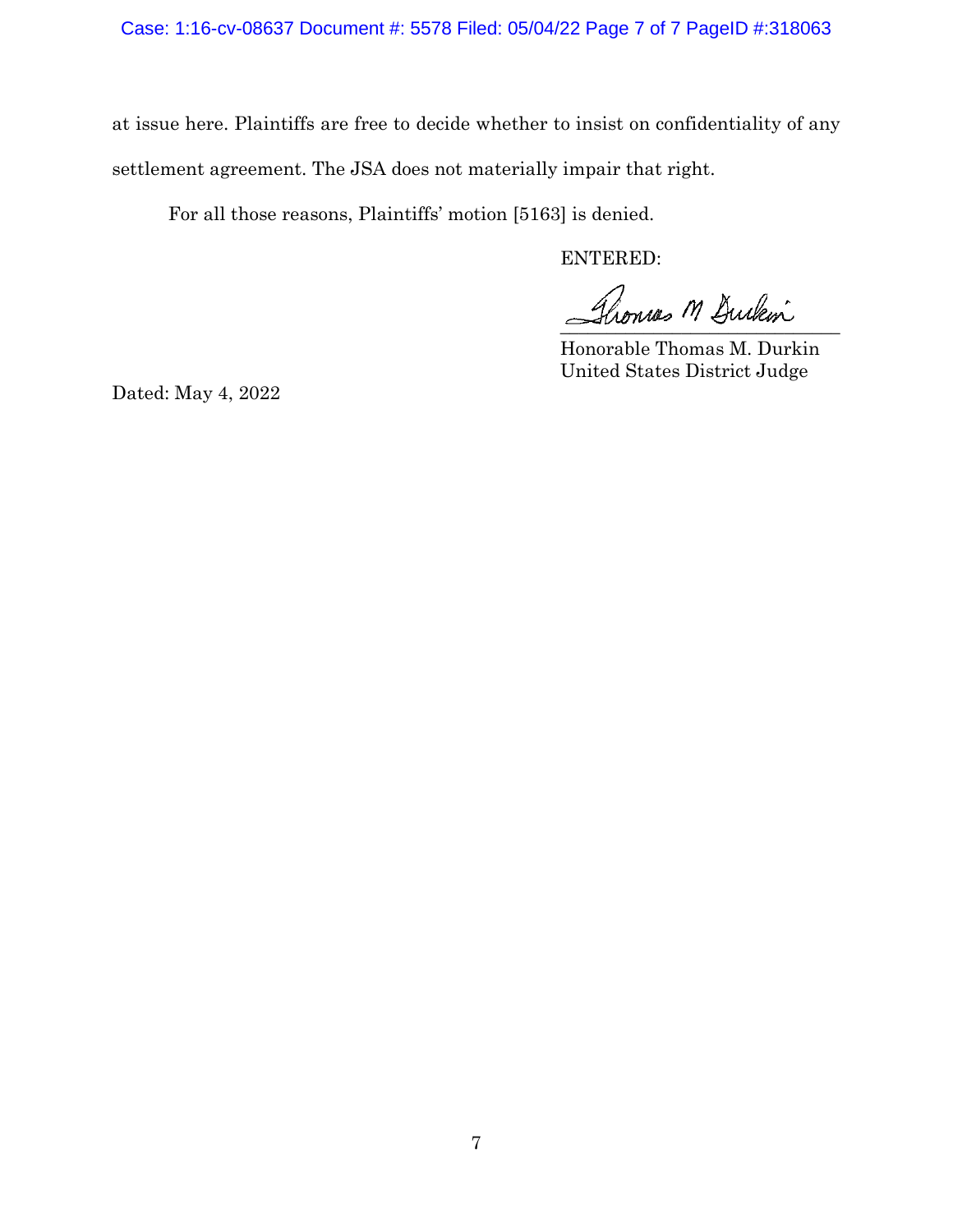at issue here. Plaintiffs are free to decide whether to insist on confidentiality of any settlement agreement. The JSA does not materially impair that right.

For all those reasons, Plaintiffs' motion [5163] is denied.

ENTERED:

Thomas M Durkin

Honorable Thomas M. Durkin
United States District Judge

Dated: May 4, 2022